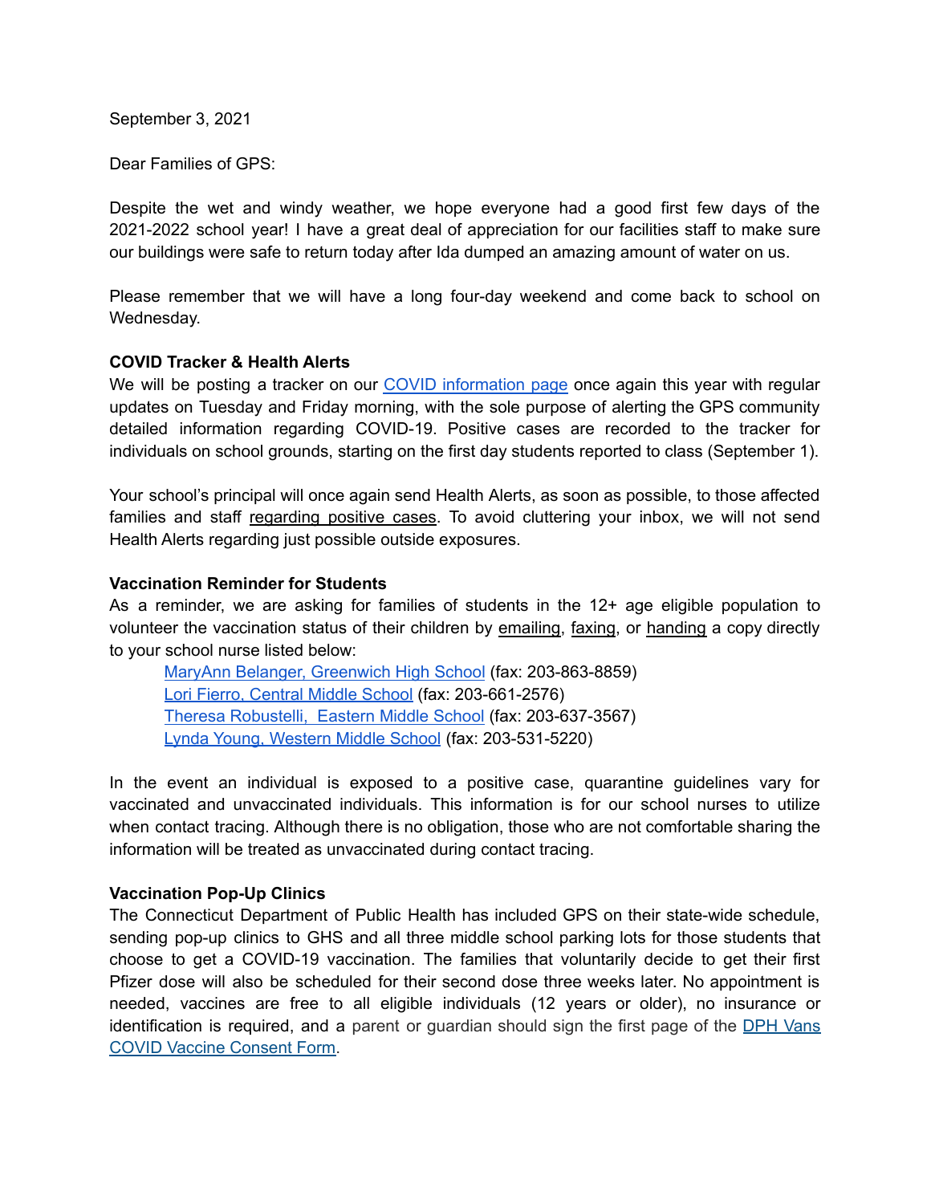September 3, 2021

Dear Families of GPS:

Despite the wet and windy weather, we hope everyone had a good first few days of the 2021-2022 school year! I have a great deal of appreciation for our facilities staff to make sure our buildings were safe to return today after Ida dumped an amazing amount of water on us.

Please remember that we will have a long four-day weekend and come back to school on Wednesday.

**COVID Tracker & Health Alerts**

We will be posting a tracker on our COVID information page once again this year with regular updates on Tuesday and Friday morning, with the sole purpose of alerting the GPS community detailed information regarding COVID-19. Positive cases are recorded to the tracker for individuals on school grounds, starting on the first day students reported to class (September 1).

Your school's principal will once again send Health Alerts, as soon as possible, to those affected families and staff regarding positive cases. To avoid cluttering your inbox, we will not send Health Alerts regarding just possible outside exposures.

**Vaccination Reminder for Students**

As a reminder, we are asking for families of students in the 12+ age eligible population to volunteer the vaccination status of their children by emailing, faxing, or handing a copy directly to your school nurse listed below:

- MaryAnn Belanger, Greenwich High School (fax: 203-863-8859)
- Lori Fierro, Central Middle School (fax: 203-661-2576)
- Theresa Robustelli, Eastern Middle School (fax: 203-637-3567)
- Lynda Young, Western Middle School (fax: 203-531-5220)

In the event an individual is exposed to a positive case, quarantine guidelines vary for vaccinated and unvaccinated individuals. This information is for our school nurses to utilize when contact tracing. Although there is no obligation, those who are not comfortable sharing the information will be treated as unvaccinated during contact tracing.

**Vaccination Pop-Up Clinics**

The Connecticut Department of Public Health has included GPS on their state-wide schedule, sending pop-up clinics to GHS and all three middle school parking lots for those students that choose to get a COVID-19 vaccination. The families that voluntarily decide to get their first Pfizer dose will also be scheduled for their second dose three weeks later. No appointment is needed, vaccines are free to all eligible individuals (12 years or older), no insurance or identification is required, and a parent or guardian should sign the first page of the DPH Vans COVID Vaccine Consent Form.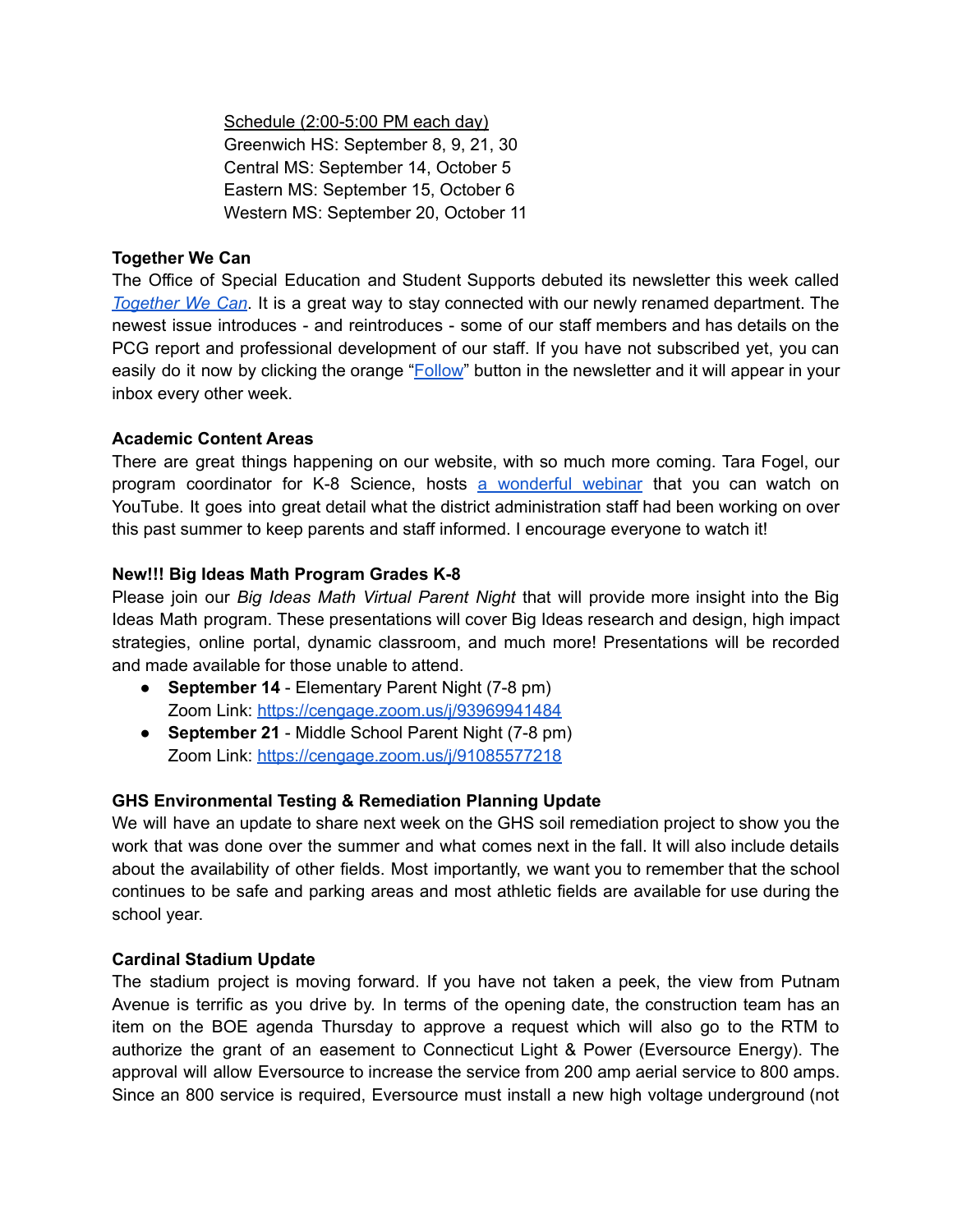Schedule (2:00-5:00 PM each day)
Greenwich HS: September 8, 9, 21, 30
Central MS: September 14, October 5
Eastern MS: September 15, October 6
Western MS: September 20, October 11

**Together We Can**

The Office of Special Education and Student Supports debuted its newsletter this week called *Together We Can*. It is a great way to stay connected with our newly renamed department. The newest issue introduces - and reintroduces - some of our staff members and has details on the PCG report and professional development of our staff. If you have not subscribed yet, you can easily do it now by clicking the orange "Follow" button in the newsletter and it will appear in your inbox every other week.

**Academic Content Areas**

There are great things happening on our website, with so much more coming. Tara Fogel, our program coordinator for K-8 Science, hosts a wonderful webinar that you can watch on YouTube. It goes into great detail what the district administration staff had been working on over this past summer to keep parents and staff informed. I encourage everyone to watch it!

**New!!! Big Ideas Math Program Grades K-8**

Please join our *Big Ideas Math Virtual Parent Night* that will provide more insight into the Big Ideas Math program. These presentations will cover Big Ideas research and design, high impact strategies, online portal, dynamic classroom, and much more! Presentations will be recorded and made available for those unable to attend.

- **September 14** - Elementary Parent Night (7-8 pm)
  Zoom Link: https://cengage.zoom.us/j/93969941484
- **September 21** - Middle School Parent Night (7-8 pm)
  Zoom Link: https://cengage.zoom.us/j/91085577218

**GHS Environmental Testing & Remediation Planning Update**

We will have an update to share next week on the GHS soil remediation project to show you the work that was done over the summer and what comes next in the fall. It will also include details about the availability of other fields. Most importantly, we want you to remember that the school continues to be safe and parking areas and most athletic fields are available for use during the school year.

**Cardinal Stadium Update**

The stadium project is moving forward. If you have not taken a peek, the view from Putnam Avenue is terrific as you drive by. In terms of the opening date, the construction team has an item on the BOE agenda Thursday to approve a request which will also go to the RTM to authorize the grant of an easement to Connecticut Light & Power (Eversource Energy). The approval will allow Eversource to increase the service from 200 amp aerial service to 800 amps. Since an 800 service is required, Eversource must install a new high voltage underground (not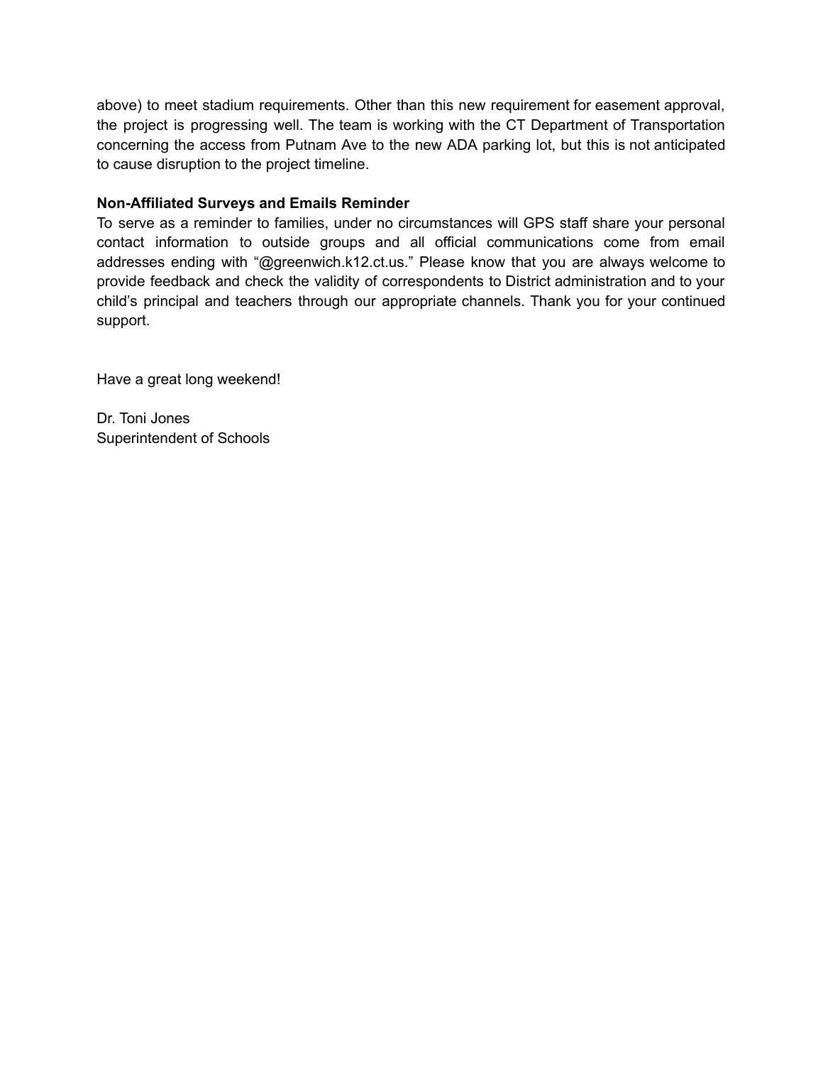above) to meet stadium requirements. Other than this new requirement for easement approval, the project is progressing well. The team is working with the CT Department of Transportation concerning the access from Putnam Ave to the new ADA parking lot, but this is not anticipated to cause disruption to the project timeline.

**Non-Affiliated Surveys and Emails Reminder**

To serve as a reminder to families, under no circumstances will GPS staff share your personal contact information to outside groups and all official communications come from email addresses ending with “@greenwich.k12.ct.us.” Please know that you are always welcome to provide feedback and check the validity of correspondents to District administration and to your child’s principal and teachers through our appropriate channels. Thank you for your continued support.

Have a great long weekend!

Dr. Toni Jones
Superintendent of Schools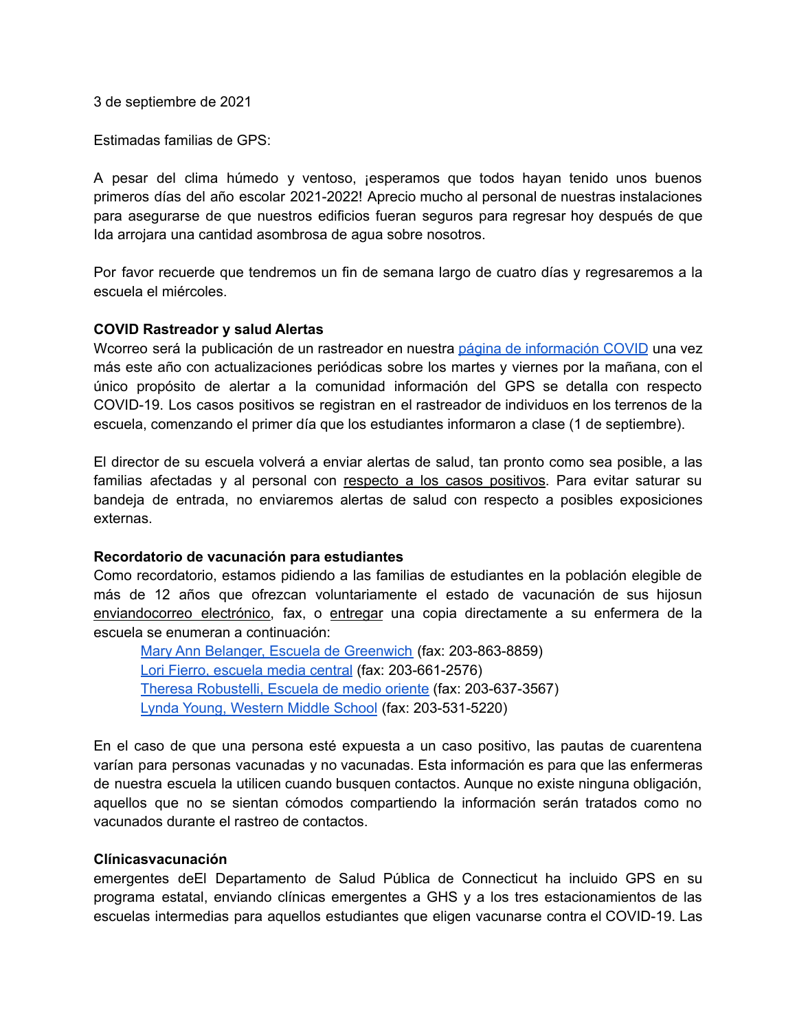3 de septiembre de 2021

Estimadas familias de GPS:

A pesar del clima húmedo y ventoso, ¡esperamos que todos hayan tenido unos buenos primeros días del año escolar 2021-2022! Aprecio mucho al personal de nuestras instalaciones para asegurarse de que nuestros edificios fueran seguros para regresar hoy después de que Ida arrojara una cantidad asombrosa de agua sobre nosotros.

Por favor recuerde que tendremos un fin de semana largo de cuatro días y regresaremos a la escuela el miércoles.

**COVID Rastreador y salud Alertas**

Wcorreo será la publicación de un rastreador en nuestra página de información COVID una vez más este año con actualizaciones periódicas sobre los martes y viernes por la mañana, con el único propósito de alertar a la comunidad información del GPS se detalla con respecto COVID-19. Los casos positivos se registran en el rastreador de individuos en los terrenos de la escuela, comenzando el primer día que los estudiantes informaron a clase (1 de septiembre).

El director de su escuela volverá a enviar alertas de salud, tan pronto como sea posible, a las familias afectadas y al personal con respecto a los casos positivos. Para evitar saturar su bandeja de entrada, no enviaremos alertas de salud con respecto a posibles exposiciones externas.

**Recordatorio de vacunación para estudiantes**

Como recordatorio, estamos pidiendo a las familias de estudiantes en la población elegible de más de 12 años que ofrezcan voluntariamente el estado de vacunación de sus hijosun enviandocorreo electrónico, fax, o entregar una copia directamente a su enfermera de la escuela se enumeran a continuación:

- Mary Ann Belanger, Escuela de Greenwich (fax: 203-863-8859)
- Lori Fierro, escuela media central (fax: 203-661-2576)
- Theresa Robustelli, Escuela de medio oriente (fax: 203-637-3567)
- Lynda Young, Western Middle School (fax: 203-531-5220)

En el caso de que una persona esté expuesta a un caso positivo, las pautas de cuarentena varían para personas vacunadas y no vacunadas. Esta información es para que las enfermeras de nuestra escuela la utilicen cuando busquen contactos. Aunque no existe ninguna obligación, aquellos que no se sientan cómodos compartiendo la información serán tratados como no vacunados durante el rastreo de contactos.

**Clínicasvacunación**

emergentes deEl Departamento de Salud Pública de Connecticut ha incluido GPS en su programa estatal, enviando clínicas emergentes a GHS y a los tres estacionamientos de las escuelas intermedias para aquellos estudiantes que eligen vacunarse contra el COVID-19. Las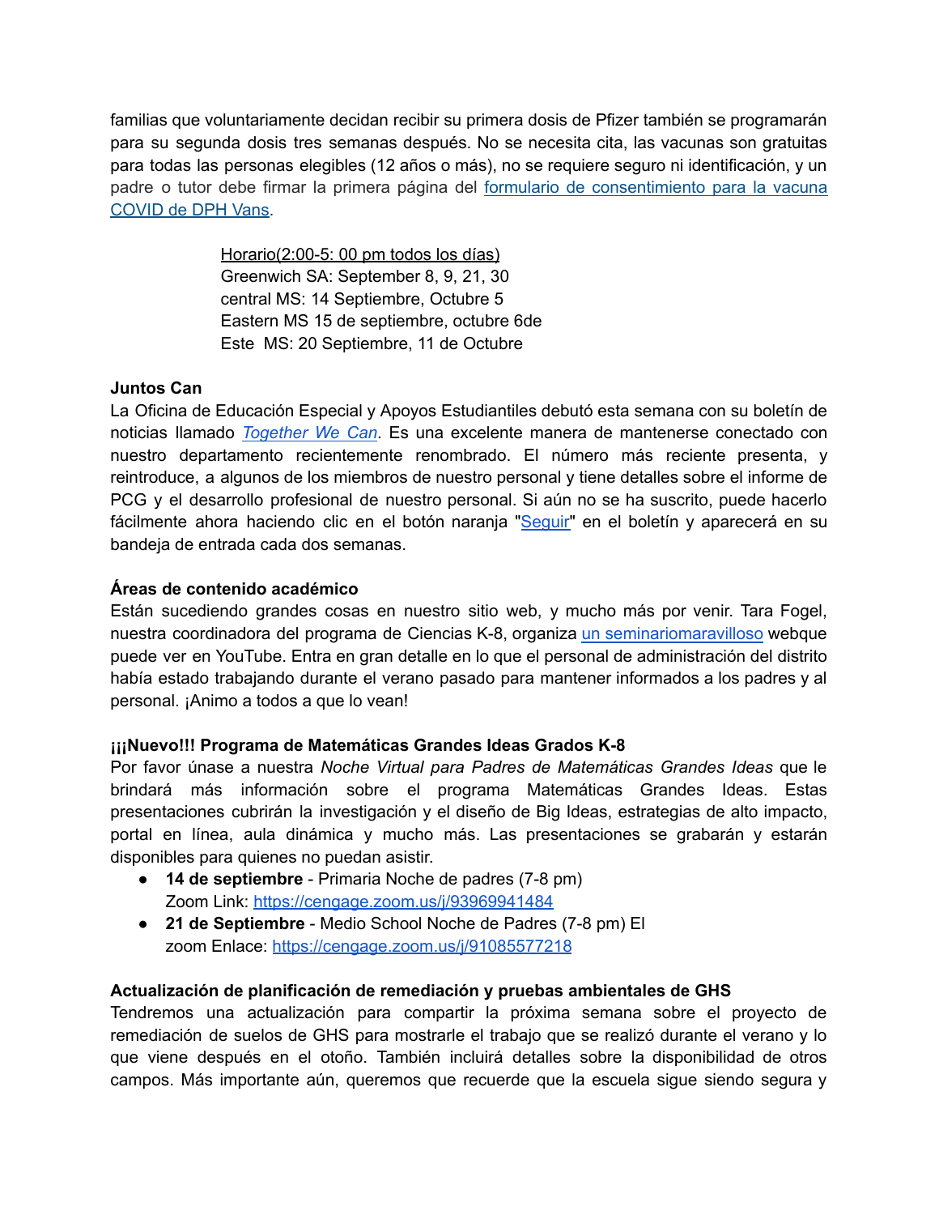familias que voluntariamente decidan recibir su primera dosis de Pfizer también se programarán para su segunda dosis tres semanas después. No se necesita cita, las vacunas son gratuitas para todas las personas elegibles (12 años o más), no se requiere seguro ni identificación, y un padre o tutor debe firmar la primera página del [formulario de consentimiento para la vacuna COVID de DPH Vans](#).

Horario(2:00-5: 00 pm todos los días)
Greenwich SA: September 8, 9, 21, 30
central MS: 14 Septiembre, Octubre 5
Eastern MS 15 de septiembre, octubre 6de
Este MS: 20 Septiembre, 11 de Octubre

**Juntos Can**
La Oficina de Educación Especial y Apoyos Estudiantiles debutó esta semana con su boletín de noticias llamado *[Together We Can](#)*. Es una excelente manera de mantenerse conectado con nuestro departamento recientemente renombrado. El número más reciente presenta, y reintroduce, a algunos de los miembros de nuestro personal y tiene detalles sobre el informe de PCG y el desarrollo profesional de nuestro personal. Si aún no se ha suscrito, puede hacerlo fácilmente ahora haciendo clic en el botón naranja "[Seguir](#)" en el boletín y aparecerá en su bandeja de entrada cada dos semanas.

**Áreas de contenido académico**
Están sucediendo grandes cosas en nuestro sitio web, y mucho más por venir. Tara Fogel, nuestra coordinadora del programa de Ciencias K-8, organiza [un seminariomaravilloso](#) webque puede ver en YouTube. Entra en gran detalle en lo que el personal de administración del distrito había estado trabajando durante el verano pasado para mantener informados a los padres y al personal. ¡Animo a todos a que lo vean!

**¡¡¡Nuevo!!! Programa de Matemáticas Grandes Ideas Grados K-8**
Por favor únase a nuestra *Noche Virtual para Padres de Matemáticas Grandes Ideas* que le brindará más información sobre el programa Matemáticas Grandes Ideas. Estas presentaciones cubrirán la investigación y el diseño de Big Ideas, estrategias de alto impacto, portal en línea, aula dinámica y mucho más. Las presentaciones se grabarán y estarán disponibles para quienes no puedan asistir.

- **14 de septiembre** - Primaria Noche de padres (7-8 pm)
  Zoom Link: https://cengage.zoom.us/j/93969941484
- **21 de Septiembre** - Medio School Noche de Padres (7-8 pm) El zoom Enlace: https://cengage.zoom.us/j/91085577218

**Actualización de planificación de remediación y pruebas ambientales de GHS**
Tendremos una actualización para compartir la próxima semana sobre el proyecto de remediación de suelos de GHS para mostrarle el trabajo que se realizó durante el verano y lo que viene después en el otoño. También incluirá detalles sobre la disponibilidad de otros campos. Más importante aún, queremos que recuerde que la escuela sigue siendo segura y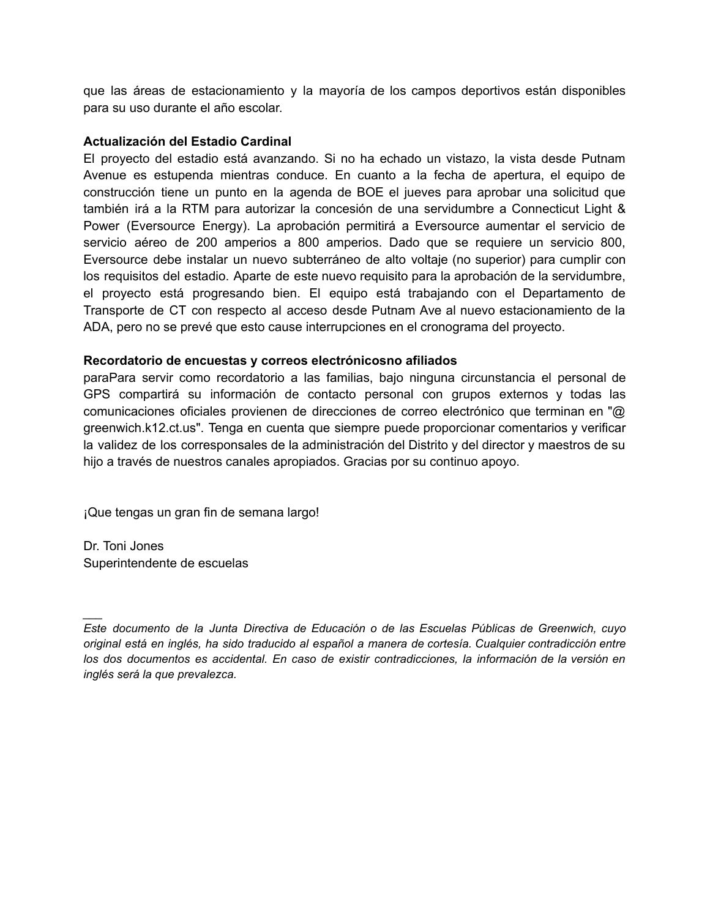que las áreas de estacionamiento y la mayoría de los campos deportivos están disponibles para su uso durante el año escolar.

**Actualización del Estadio Cardinal**

El proyecto del estadio está avanzando. Si no ha echado un vistazo, la vista desde Putnam Avenue es estupenda mientras conduce. En cuanto a la fecha de apertura, el equipo de construcción tiene un punto en la agenda de BOE el jueves para aprobar una solicitud que también irá a la RTM para autorizar la concesión de una servidumbre a Connecticut Light & Power (Eversource Energy). La aprobación permitirá a Eversource aumentar el servicio de servicio aéreo de 200 amperios a 800 amperios. Dado que se requiere un servicio 800, Eversource debe instalar un nuevo subterráneo de alto voltaje (no superior) para cumplir con los requisitos del estadio. Aparte de este nuevo requisito para la aprobación de la servidumbre, el proyecto está progresando bien. El equipo está trabajando con el Departamento de Transporte de CT con respecto al acceso desde Putnam Ave al nuevo estacionamiento de la ADA, pero no se prevé que esto cause interrupciones en el cronograma del proyecto.

**Recordatorio de encuestas y correos electrónicosno afiliados**

paraPara servir como recordatorio a las familias, bajo ninguna circunstancia el personal de GPS compartirá su información de contacto personal con grupos externos y todas las comunicaciones oficiales provienen de direcciones de correo electrónico que terminan en "@ greenwich.k12.ct.us". Tenga en cuenta que siempre puede proporcionar comentarios y verificar la validez de los corresponsales de la administración del Distrito y del director y maestros de su hijo a través de nuestros canales apropiados. Gracias por su continuo apoyo.

¡Que tengas un gran fin de semana largo!

Dr. Toni Jones
Superintendente de escuelas

---

*Este documento de la Junta Directiva de Educación o de las Escuelas Públicas de Greenwich, cuyo original está en inglés, ha sido traducido al español a manera de cortesía. Cualquier contradicción entre los dos documentos es accidental. En caso de existir contradicciones, la información de la versión en inglés será la que prevalezca.*